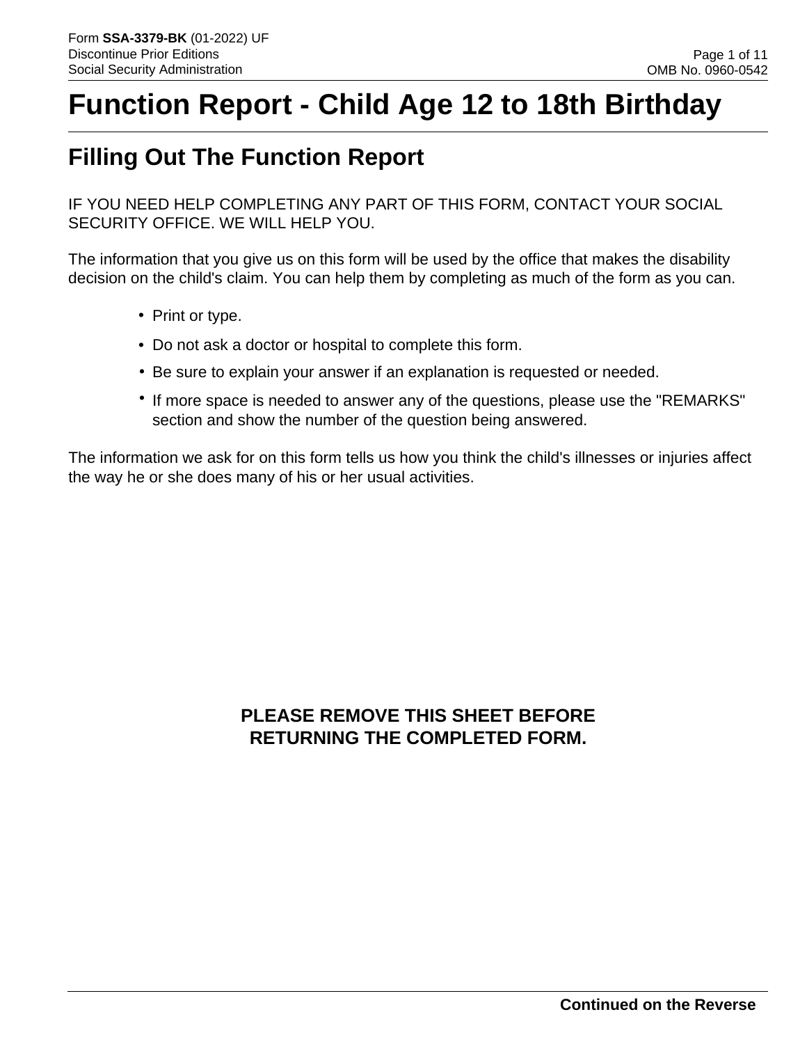# Function Report - Child Age 12 to 18th Birthday

## Filling Out The Function Report

IF YOU NEED HELP COMPLETING ANY PART OF THIS FORM, CONTACT YOUR SOCIAL SECURITY OFFICE. WE WILL HELP YOU.

The information that you give us on this form will be used by the office that makes the disability decision on the child's claim. You can help them by completing as much of the form as you can.

- Print or type.
- Do not ask a doctor or hospital to complete this form.
- Be sure to explain your answer if an explanation is requested or needed.
- If more space is needed to answer any of the questions, please use the "REMARKS" section and show the number of the question being answered.

The information we ask for on this form tells us how you think the child's illnesses or injuries affect the way he or she does many of his or her usual activities.

**PLEASE REMOVE THIS SHEET BEFORE RETURNING THE COMPLETED FORM.**

**Continued on the Reverse**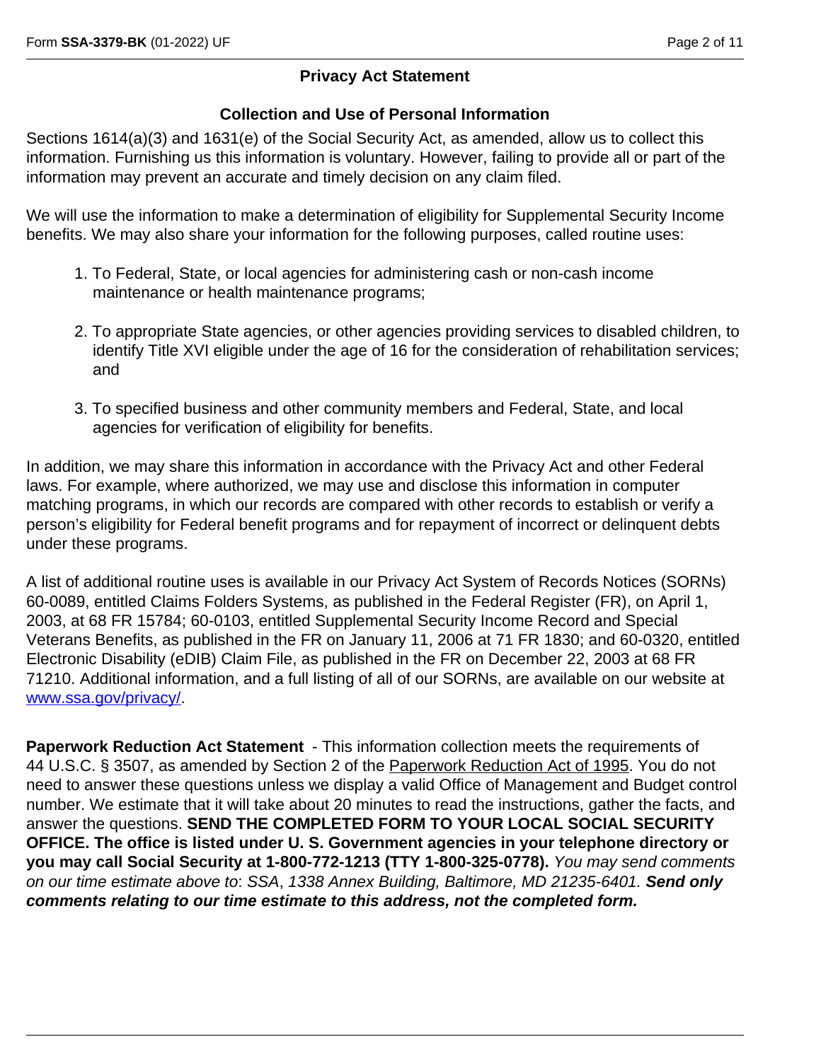## Privacy Act Statement

### Collection and Use of Personal Information

Sections 1614(a)(3) and 1631(e) of the Social Security Act, as amended, allow us to collect this information. Furnishing us this information is voluntary. However, failing to provide all or part of the information may prevent an accurate and timely decision on any claim filed.

We will use the information to make a determination of eligibility for Supplemental Security Income benefits. We may also share your information for the following purposes, called routine uses:

1. To Federal, State, or local agencies for administering cash or non-cash income maintenance or health maintenance programs;
2. To appropriate State agencies, or other agencies providing services to disabled children, to identify Title XVI eligible under the age of 16 for the consideration of rehabilitation services; and
3. To specified business and other community members and Federal, State, and local agencies for verification of eligibility for benefits.

In addition, we may share this information in accordance with the Privacy Act and other Federal laws. For example, where authorized, we may use and disclose this information in computer matching programs, in which our records are compared with other records to establish or verify a person's eligibility for Federal benefit programs and for repayment of incorrect or delinquent debts under these programs.

A list of additional routine uses is available in our Privacy Act System of Records Notices (SORNs) 60-0089, entitled Claims Folders Systems, as published in the Federal Register (FR), on April 1, 2003, at 68 FR 15784; 60-0103, entitled Supplemental Security Income Record and Special Veterans Benefits, as published in the FR on January 11, 2006 at 71 FR 1830; and 60-0320, entitled Electronic Disability (eDIB) Claim File, as published in the FR on December 22, 2003 at 68 FR 71210. Additional information, and a full listing of all of our SORNs, are available on our website at [www.ssa.gov/privacy/](www.ssa.gov/privacy/).

**Paperwork Reduction Act Statement** - This information collection meets the requirements of 44 U.S.C. § 3507, as amended by Section 2 of the Paperwork Reduction Act of 1995. You do not need to answer these questions unless we display a valid Office of Management and Budget control number. We estimate that it will take about 20 minutes to read the instructions, gather the facts, and answer the questions. **SEND THE COMPLETED FORM TO YOUR LOCAL SOCIAL SECURITY OFFICE. The office is listed under U. S. Government agencies in your telephone directory or you may call Social Security at 1-800-772-1213 (TTY 1-800-325-0778).** *You may send comments on our time estimate above to*: *SSA*, *1338 Annex Building, Baltimore, MD 21235-6401.* ***Send only comments relating to our time estimate to this address, not the completed form.***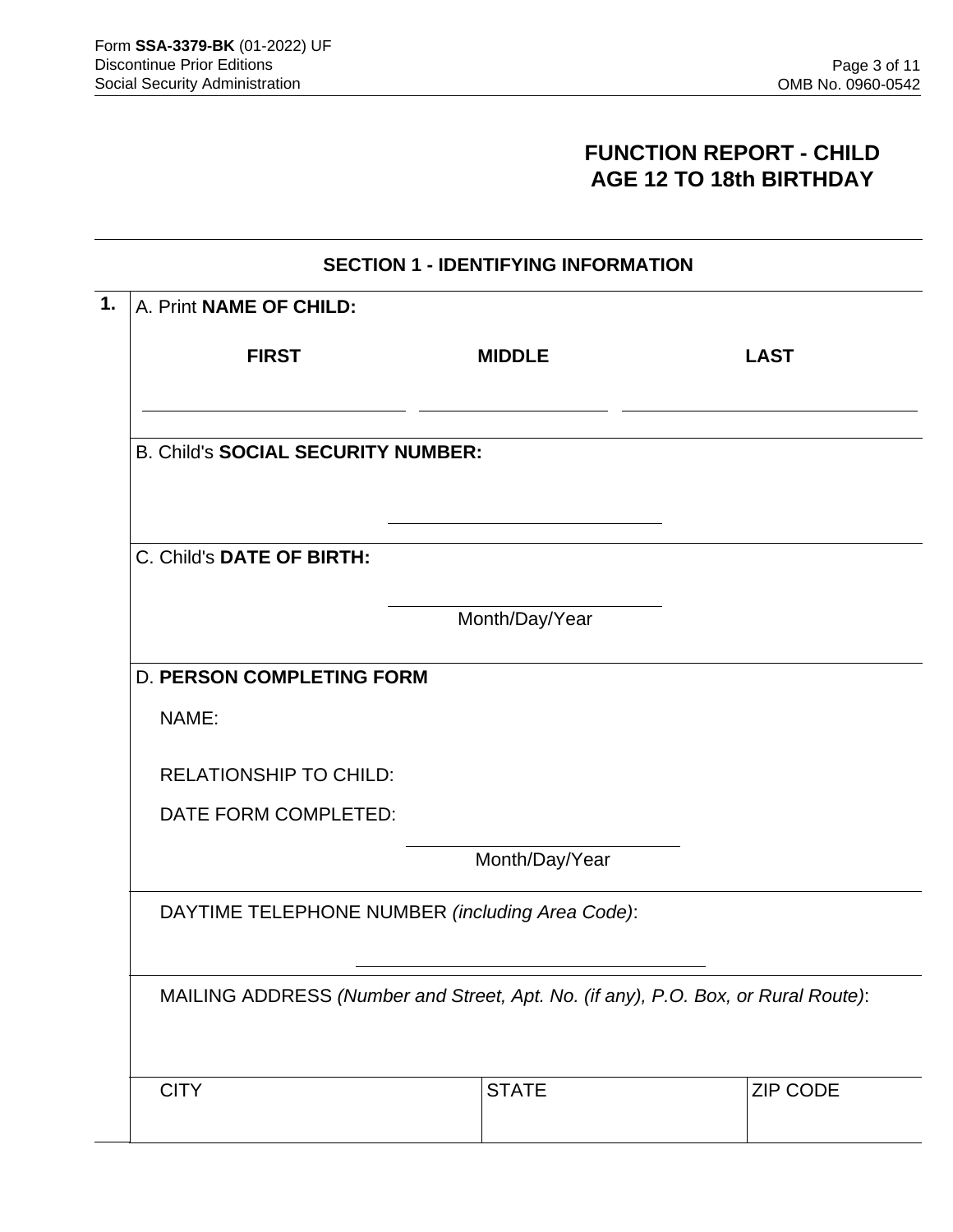# FUNCTION REPORT - CHILD
# AGE 12 TO 18th BIRTHDAY

## SECTION 1 - IDENTIFYING INFORMATION

**1.** A. Print **NAME OF CHILD:**

| **FIRST** | **MIDDLE** | **LAST** |
|---|---|---|
| | | |

B. Child's **SOCIAL SECURITY NUMBER:**

______________________

C. Child's **DATE OF BIRTH:**

______________________
Month/Day/Year

D. **PERSON COMPLETING FORM**

NAME:

RELATIONSHIP TO CHILD:

DATE FORM COMPLETED:

______________________
Month/Day/Year

DAYTIME TELEPHONE NUMBER *(including Area Code)*:

______________________

MAILING ADDRESS *(Number and Street, Apt. No. (if any), P.O. Box, or Rural Route)*:

| CITY | STATE | ZIP CODE |
|---|---|---|
| | | |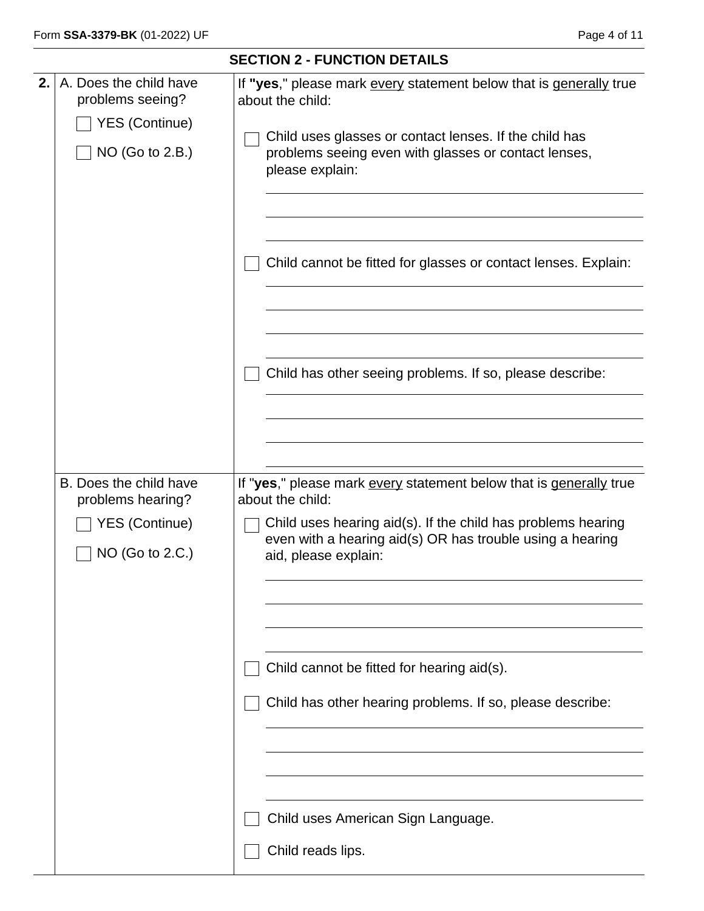## SECTION 2 - FUNCTION DETAILS

**2.** A. Does the child have problems seeing?

- [ ] YES (Continue)
- [ ] NO (Go to 2.B.)

If **"yes**," please mark every statement below that is generally true about the child:

- [ ] Child uses glasses or contact lenses. If the child has problems seeing even with glasses or contact lenses, please explain:

___________________________________________

___________________________________________

___________________________________________

- [ ] Child cannot be fitted for glasses or contact lenses. Explain:

___________________________________________

___________________________________________

___________________________________________

___________________________________________

- [ ] Child has other seeing problems. If so, please describe:

___________________________________________

___________________________________________

___________________________________________

___________________________________________

B. Does the child have problems hearing?

- [ ] YES (Continue)
- [ ] NO (Go to 2.C.)

If "**yes**," please mark every statement below that is generally true about the child:

- [ ] Child uses hearing aid(s). If the child has problems hearing even with a hearing aid(s) OR has trouble using a hearing aid, please explain:

___________________________________________

___________________________________________

___________________________________________

___________________________________________

- [ ] Child cannot be fitted for hearing aid(s).
- [ ] Child has other hearing problems. If so, please describe:

___________________________________________

___________________________________________

___________________________________________

___________________________________________

- [ ] Child uses American Sign Language.
- [ ] Child reads lips.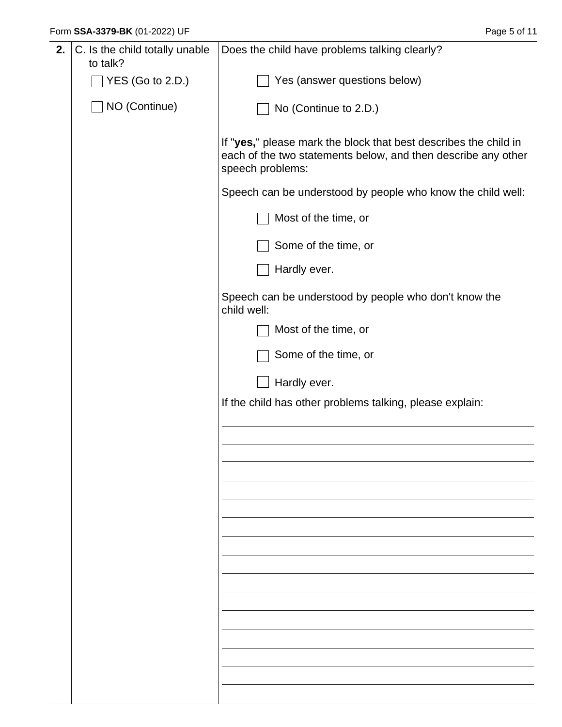**2.**

C. Is the child totally unable to talk?

- ☐ YES (Go to 2.D.)
- ☐ NO (Continue)

Does the child have problems talking clearly?

- ☐ Yes (answer questions below)
- ☐ No (Continue to 2.D.)

If "**yes,**" please mark the block that best describes the child in each of the two statements below, and then describe any other speech problems:

Speech can be understood by people who know the child well:

- ☐ Most of the time, or
- ☐ Some of the time, or
- ☐ Hardly ever.

Speech can be understood by people who don't know the child well:

- ☐ Most of the time, or
- ☐ Some of the time, or
- ☐ Hardly ever.

If the child has other problems talking, please explain:

_______________________________________________

_______________________________________________

_______________________________________________

_______________________________________________

_______________________________________________

_______________________________________________

_______________________________________________

_______________________________________________

_______________________________________________

_______________________________________________

_______________________________________________

_______________________________________________

_______________________________________________

_______________________________________________

_______________________________________________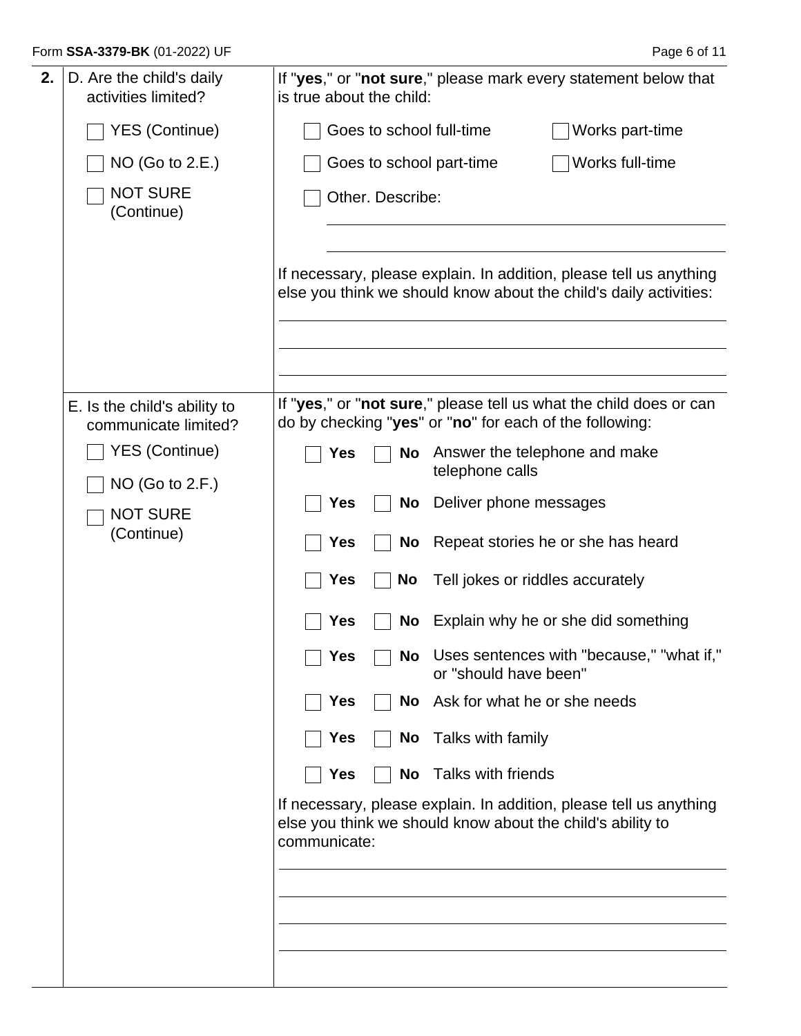**2.**

D. Are the child's daily activities limited?

- ☐ YES (Continue)
- ☐ NO (Go to 2.E.)
- ☐ NOT SURE (Continue)

If "**yes**," or "**not sure**," please mark every statement below that is true about the child:

- ☐ Goes to school full-time
- ☐ Works part-time
- ☐ Goes to school part-time
- ☐ Works full-time
- ☐ Other. Describe:

\_\_\_\_\_\_\_\_\_\_\_\_\_\_\_\_\_\_\_\_\_\_\_\_\_\_\_\_\_\_\_\_\_\_\_\_\_\_\_\_

\_\_\_\_\_\_\_\_\_\_\_\_\_\_\_\_\_\_\_\_\_\_\_\_\_\_\_\_\_\_\_\_\_\_\_\_\_\_\_\_

If necessary, please explain. In addition, please tell us anything else you think we should know about the child's daily activities:

\_\_\_\_\_\_\_\_\_\_\_\_\_\_\_\_\_\_\_\_\_\_\_\_\_\_\_\_\_\_\_\_\_\_\_\_\_\_\_\_

\_\_\_\_\_\_\_\_\_\_\_\_\_\_\_\_\_\_\_\_\_\_\_\_\_\_\_\_\_\_\_\_\_\_\_\_\_\_\_\_

\_\_\_\_\_\_\_\_\_\_\_\_\_\_\_\_\_\_\_\_\_\_\_\_\_\_\_\_\_\_\_\_\_\_\_\_\_\_\_\_

E. Is the child's ability to communicate limited?

- ☐ YES (Continue)
- ☐ NO (Go to 2.F.)
- ☐ NOT SURE (Continue)

If "**yes**," or "**not sure**," please tell us what the child does or can do by checking "**yes**" or "**no**" for each of the following:

| Yes | No | |
|---|---|---|
| ☐ | ☐ | Answer the telephone and make telephone calls |
| ☐ | ☐ | Deliver phone messages |
| ☐ | ☐ | Repeat stories he or she has heard |
| ☐ | ☐ | Tell jokes or riddles accurately |
| ☐ | ☐ | Explain why he or she did something |
| ☐ | ☐ | Uses sentences with "because," "what if," or "should have been" |
| ☐ | ☐ | Ask for what he or she needs |
| ☐ | ☐ | Talks with family |
| ☐ | ☐ | Talks with friends |

If necessary, please explain. In addition, please tell us anything else you think we should know about the child's ability to communicate:

\_\_\_\_\_\_\_\_\_\_\_\_\_\_\_\_\_\_\_\_\_\_\_\_\_\_\_\_\_\_\_\_\_\_\_\_\_\_\_\_

\_\_\_\_\_\_\_\_\_\_\_\_\_\_\_\_\_\_\_\_\_\_\_\_\_\_\_\_\_\_\_\_\_\_\_\_\_\_\_\_

\_\_\_\_\_\_\_\_\_\_\_\_\_\_\_\_\_\_\_\_\_\_\_\_\_\_\_\_\_\_\_\_\_\_\_\_\_\_\_\_

\_\_\_\_\_\_\_\_\_\_\_\_\_\_\_\_\_\_\_\_\_\_\_\_\_\_\_\_\_\_\_\_\_\_\_\_\_\_\_\_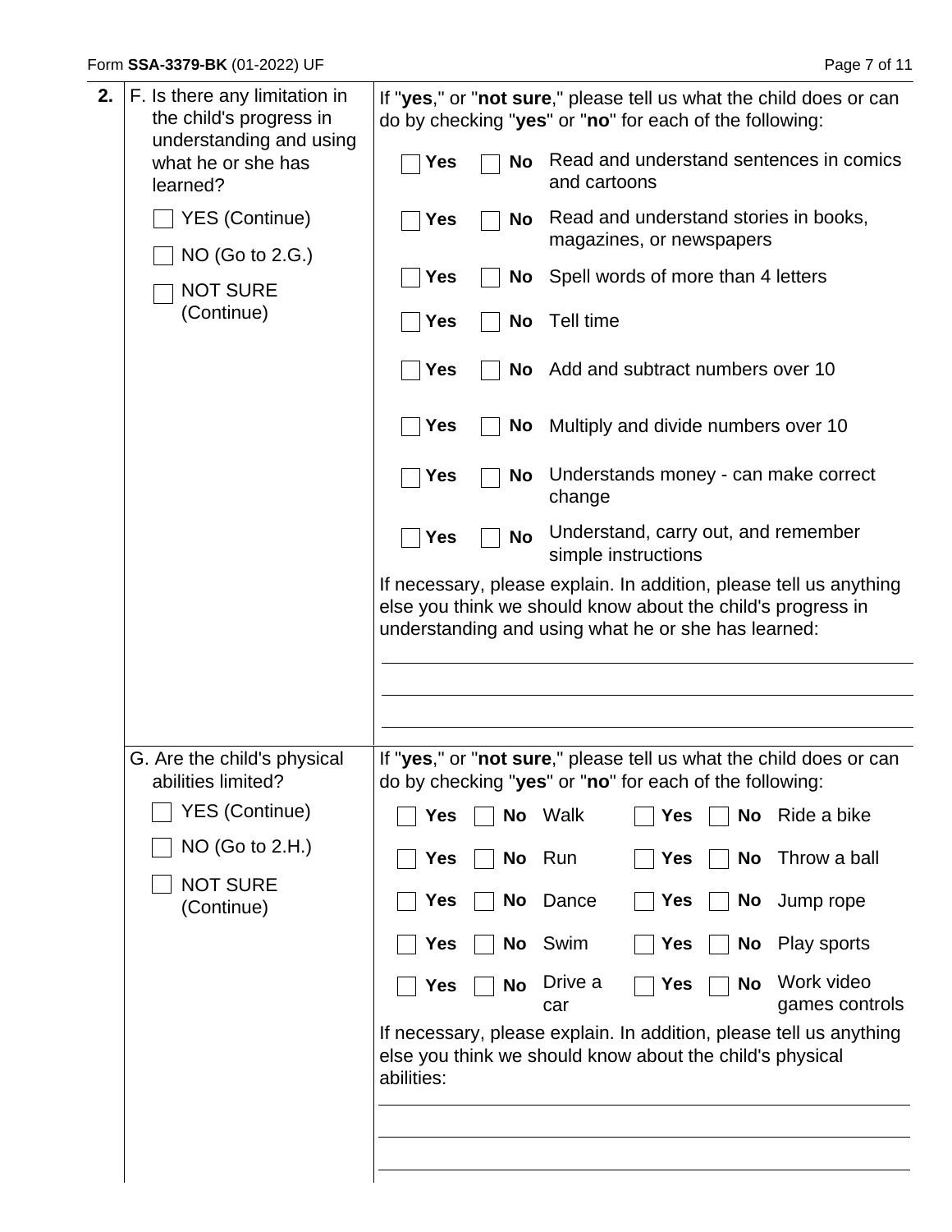**2.**

**F. Is there any limitation in the child's progress in understanding and using what he or she has learned?**

- [ ] YES (Continue)
- [ ] NO (Go to 2.G.)
- [ ] NOT SURE (Continue)

If "**yes**," or "**not sure**," please tell us what the child does or can do by checking "**yes**" or "**no**" for each of the following:

| Yes | No | Activity |
|---|---|---|
| ☐ **Yes** | ☐ **No** | Read and understand sentences in comics and cartoons |
| ☐ **Yes** | ☐ **No** | Read and understand stories in books, magazines, or newspapers |
| ☐ **Yes** | ☐ **No** | Spell words of more than 4 letters |
| ☐ **Yes** | ☐ **No** | Tell time |
| ☐ **Yes** | ☐ **No** | Add and subtract numbers over 10 |
| ☐ **Yes** | ☐ **No** | Multiply and divide numbers over 10 |
| ☐ **Yes** | ☐ **No** | Understands money - can make correct change |
| ☐ **Yes** | ☐ **No** | Understand, carry out, and remember simple instructions |

If necessary, please explain. In addition, please tell us anything else you think we should know about the child's progress in understanding and using what he or she has learned:

______________________________________________

______________________________________________

______________________________________________

**G. Are the child's physical abilities limited?**

- [ ] YES (Continue)
- [ ] NO (Go to 2.H.)
- [ ] NOT SURE (Continue)

If "**yes**," or "**not sure**," please tell us what the child does or can do by checking "**yes**" or "**no**" for each of the following:

| Yes | No | Activity | Yes | No | Activity |
|---|---|---|---|---|---|
| ☐ **Yes** | ☐ **No** | Walk | ☐ **Yes** | ☐ **No** | Ride a bike |
| ☐ **Yes** | ☐ **No** | Run | ☐ **Yes** | ☐ **No** | Throw a ball |
| ☐ **Yes** | ☐ **No** | Dance | ☐ **Yes** | ☐ **No** | Jump rope |
| ☐ **Yes** | ☐ **No** | Swim | ☐ **Yes** | ☐ **No** | Play sports |
| ☐ **Yes** | ☐ **No** | Drive a car | ☐ **Yes** | ☐ **No** | Work video games controls |

If necessary, please explain. In addition, please tell us anything else you think we should know about the child's physical abilities:

______________________________________________

______________________________________________

______________________________________________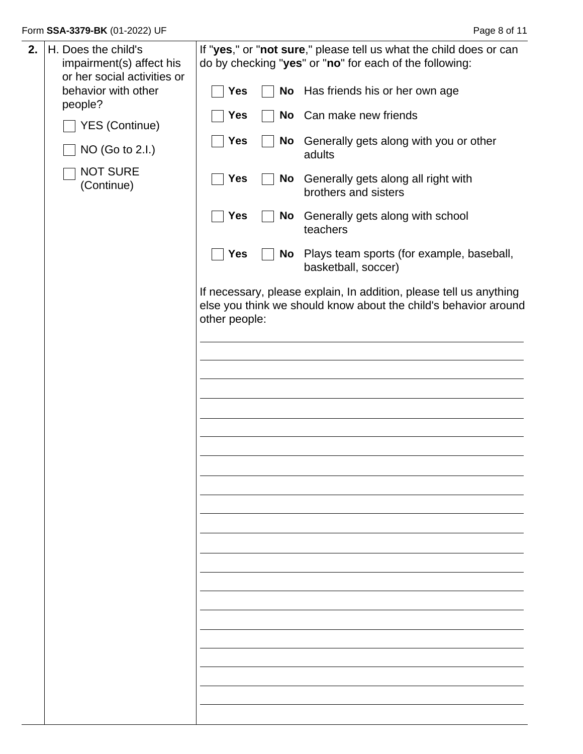**2.** H. Does the child's impairment(s) affect his or her social activities or behavior with other people?

- [ ] YES (Continue)
- [ ] NO (Go to 2.I.)
- [ ] NOT SURE (Continue)

If "**yes**," or "**not sure**," please tell us what the child does or can do by checking "**yes**" or "**no**" for each of the following:

| Yes | No | |
|---|---|---|
| [ ] **Yes** | [ ] **No** | Has friends his or her own age |
| [ ] **Yes** | [ ] **No** | Can make new friends |
| [ ] **Yes** | [ ] **No** | Generally gets along with you or other adults |
| [ ] **Yes** | [ ] **No** | Generally gets along all right with brothers and sisters |
| [ ] **Yes** | [ ] **No** | Generally gets along with school teachers |
| [ ] **Yes** | [ ] **No** | Plays team sports (for example, baseball, basketball, soccer) |

If necessary, please explain, In addition, please tell us anything else you think we should know about the child's behavior around other people:

___________________________________________

___________________________________________

___________________________________________

___________________________________________

___________________________________________

___________________________________________

___________________________________________

___________________________________________

___________________________________________

___________________________________________

___________________________________________

___________________________________________

___________________________________________

___________________________________________

___________________________________________

___________________________________________

___________________________________________

___________________________________________

___________________________________________

___________________________________________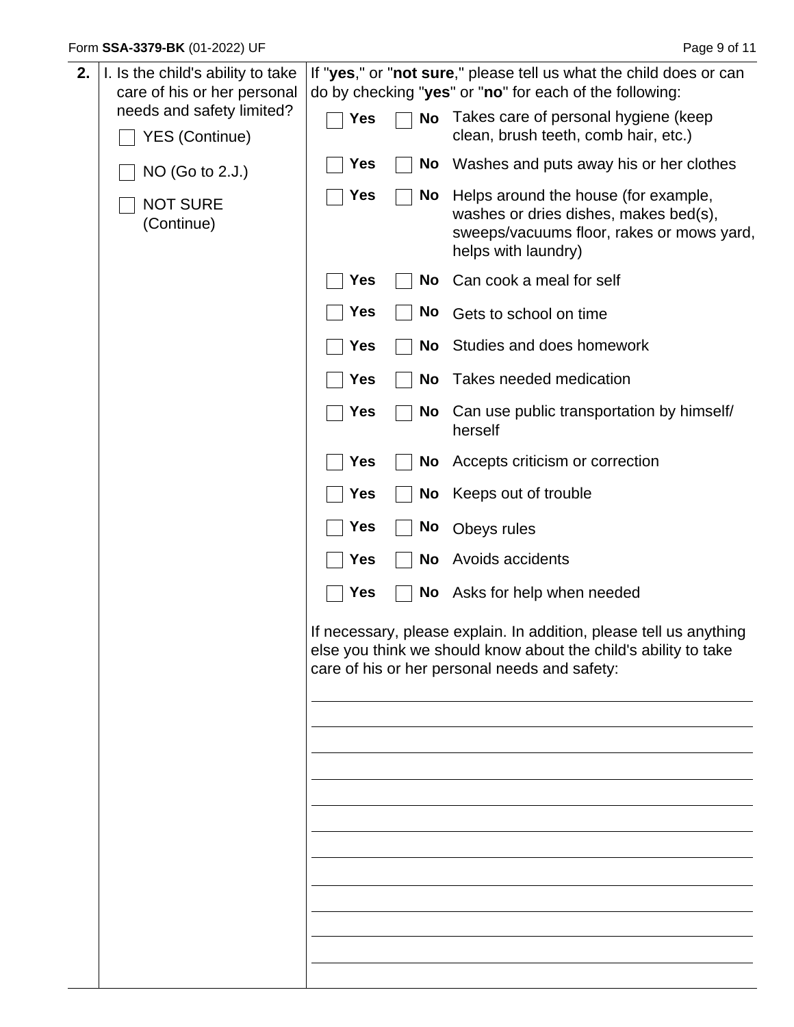**2.** I. Is the child's ability to take care of his or her personal needs and safety limited?

- ☐ YES (Continue)
- ☐ NO (Go to 2.J.)
- ☐ NOT SURE (Continue)

If "**yes**," or "**not sure**," please tell us what the child does or can do by checking "**yes**" or "**no**" for each of the following:

| Yes | No | |
|---|---|---|
| ☐ **Yes** | ☐ **No** | Takes care of personal hygiene (keep clean, brush teeth, comb hair, etc.) |
| ☐ **Yes** | ☐ **No** | Washes and puts away his or her clothes |
| ☐ **Yes** | ☐ **No** | Helps around the house (for example, washes or dries dishes, makes bed(s), sweeps/vacuums floor, rakes or mows yard, helps with laundry) |
| ☐ **Yes** | ☐ **No** | Can cook a meal for self |
| ☐ **Yes** | ☐ **No** | Gets to school on time |
| ☐ **Yes** | ☐ **No** | Studies and does homework |
| ☐ **Yes** | ☐ **No** | Takes needed medication |
| ☐ **Yes** | ☐ **No** | Can use public transportation by himself/herself |
| ☐ **Yes** | ☐ **No** | Accepts criticism or correction |
| ☐ **Yes** | ☐ **No** | Keeps out of trouble |
| ☐ **Yes** | ☐ **No** | Obeys rules |
| ☐ **Yes** | ☐ **No** | Avoids accidents |
| ☐ **Yes** | ☐ **No** | Asks for help when needed |

If necessary, please explain. In addition, please tell us anything else you think we should know about the child's ability to take care of his or her personal needs and safety:

______________________________________________

______________________________________________

______________________________________________

______________________________________________

______________________________________________

______________________________________________

______________________________________________

______________________________________________

______________________________________________

______________________________________________

______________________________________________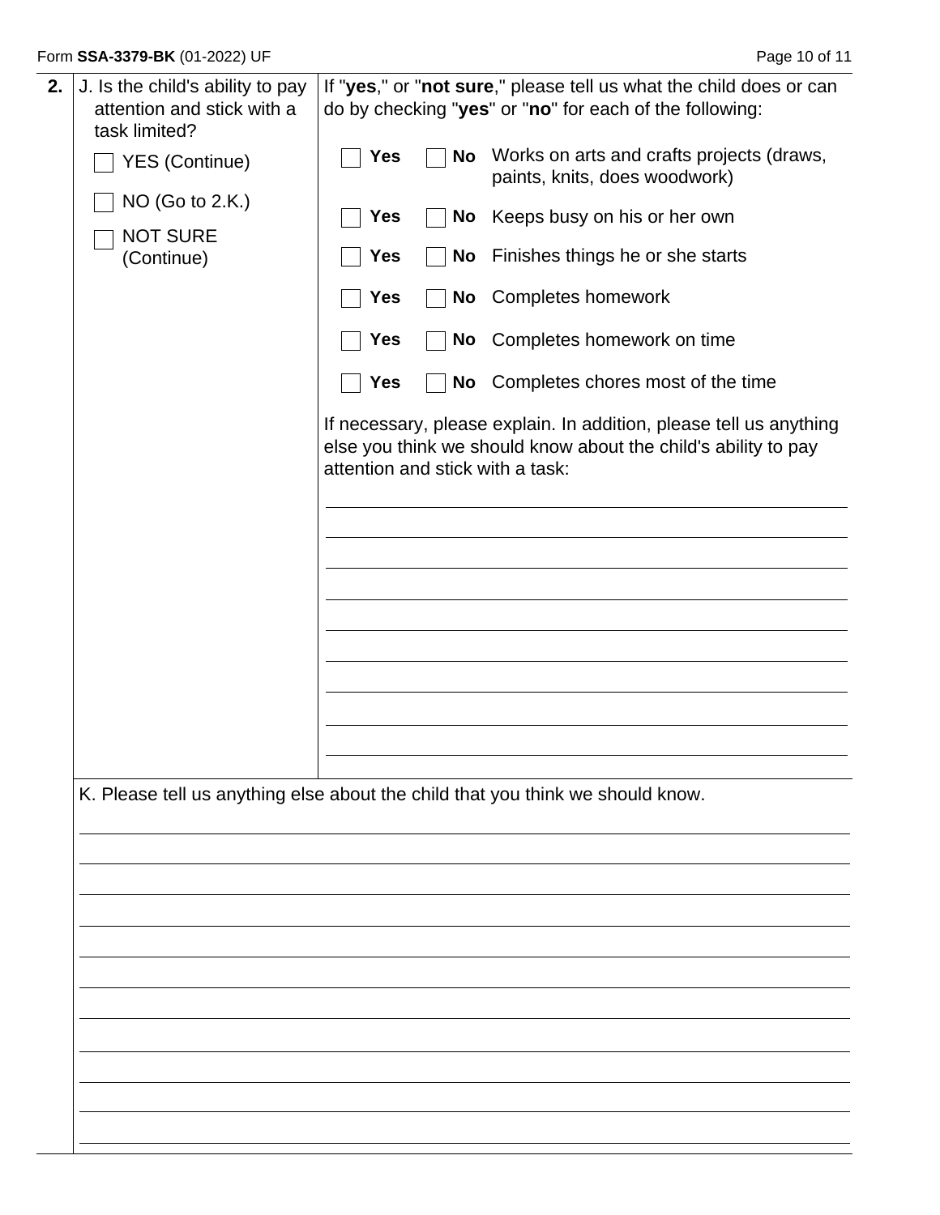**2.** J. Is the child's ability to pay attention and stick with a task limited?

☐ YES (Continue)

☐ NO (Go to 2.K.)

☐ NOT SURE (Continue)

If "**yes**," or "**not sure**," please tell us what the child does or can do by checking "**yes**" or "**no**" for each of the following:

| Yes | No | Activity |
|---|---|---|
| ☐ **Yes** | ☐ **No** | Works on arts and crafts projects (draws, paints, knits, does woodwork) |
| ☐ **Yes** | ☐ **No** | Keeps busy on his or her own |
| ☐ **Yes** | ☐ **No** | Finishes things he or she starts |
| ☐ **Yes** | ☐ **No** | Completes homework |
| ☐ **Yes** | ☐ **No** | Completes homework on time |
| ☐ **Yes** | ☐ **No** | Completes chores most of the time |

If necessary, please explain. In addition, please tell us anything else you think we should know about the child's ability to pay attention and stick with a task:

_______________________________________________

_______________________________________________

_______________________________________________

_______________________________________________

_______________________________________________

_______________________________________________

_______________________________________________

_______________________________________________

_______________________________________________

K. Please tell us anything else about the child that you think we should know.

_______________________________________________

_______________________________________________

_______________________________________________

_______________________________________________

_______________________________________________

_______________________________________________

_______________________________________________

_______________________________________________

_______________________________________________

_______________________________________________

_______________________________________________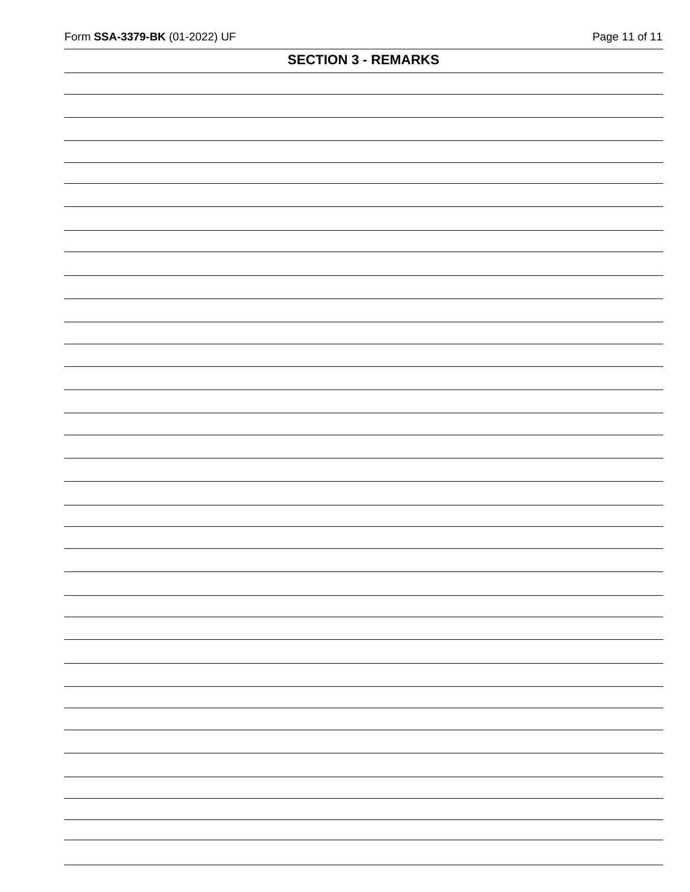## SECTION 3 - REMARKS